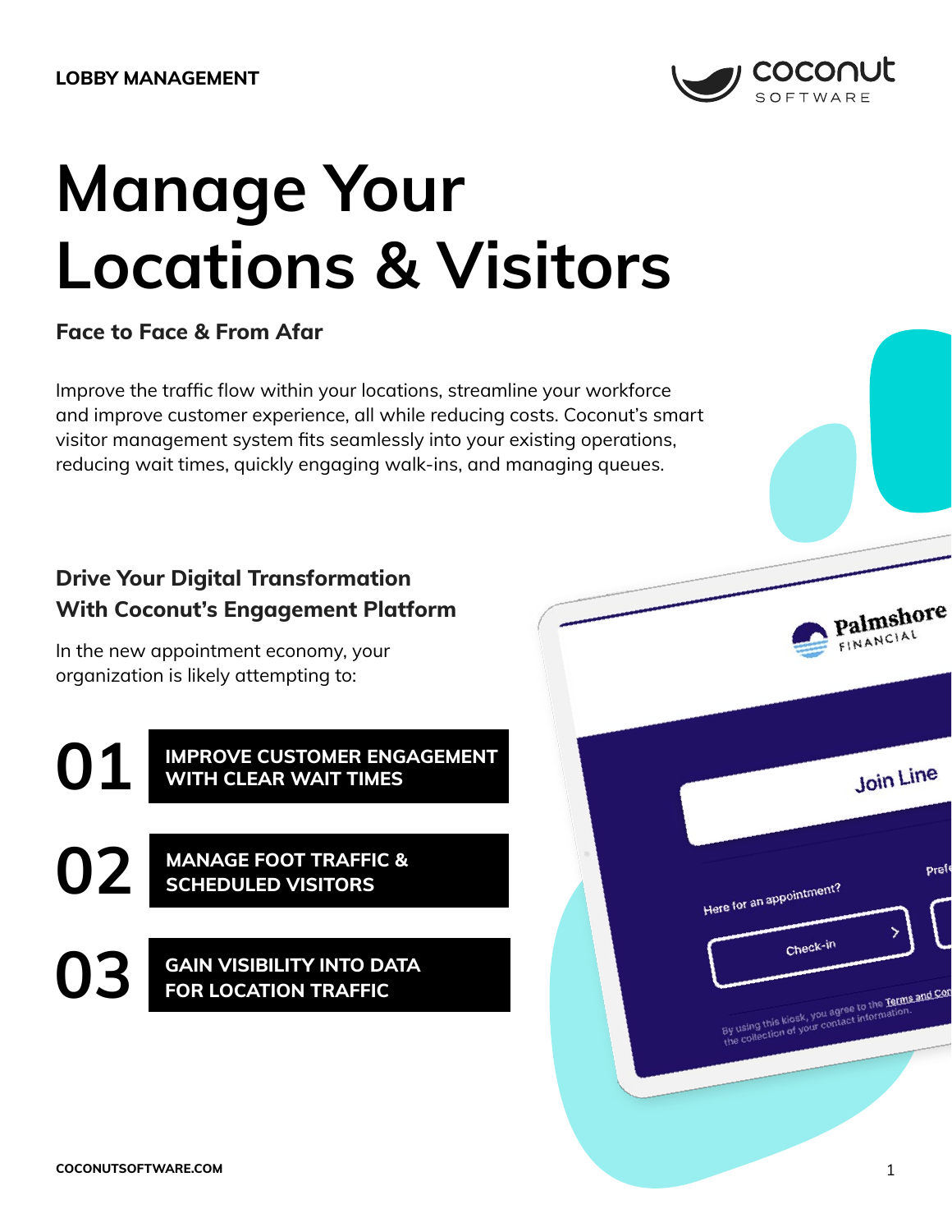LOBBY MANAGEMENT

# Manage Your Locations & Visitors

**Face to Face & From Afar**

Improve the traffic flow within your locations, streamline your workforce and improve customer experience, all while reducing costs. Coconut's smart visitor management system fits seamlessly into your existing operations, reducing wait times, quickly engaging walk-ins, and managing queues.

## Drive Your Digital Transformation With Coconut's Engagement Platform

In the new appointment economy, your organization is likely attempting to:

**01** IMPROVE CUSTOMER ENGAGEMENT WITH CLEAR WAIT TIMES

**02** MANAGE FOOT TRAFFIC & SCHEDULED VISITORS

**03** GAIN VISIBILITY INTO DATA FOR LOCATION TRAFFIC

COCONUTSOFTWARE.COM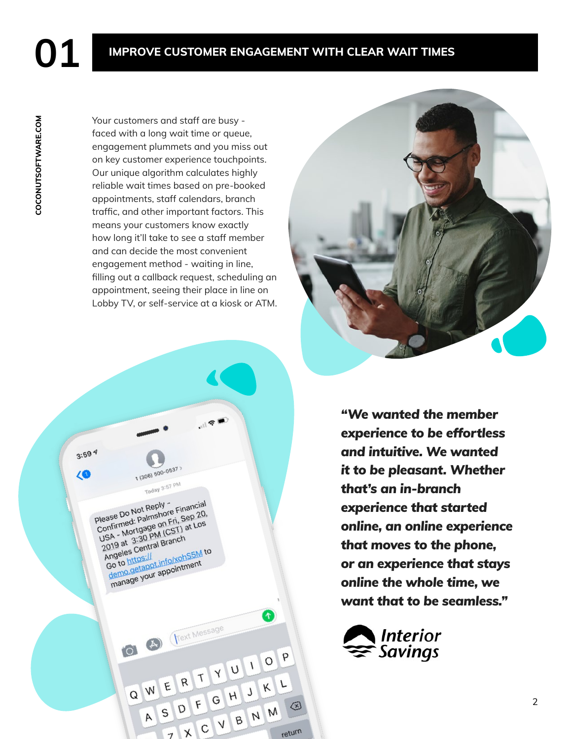# 01 IMPROVE CUSTOMER ENGAGEMENT WITH CLEAR WAIT TIMES

Your customers and staff are busy - faced with a long wait time or queue, engagement plummets and you miss out on key customer experience touchpoints. Our unique algorithm calculates highly reliable wait times based on pre-booked appointments, staff calendars, branch traffic, and other important factors. This means your customers know exactly how long it'll take to see a staff member and can decide the most convenient engagement method - waiting in line, filling out a callback request, scheduling an appointment, seeing their place in line on Lobby TV, or self-service at a kiosk or ATM.

***"We wanted the member experience to be effortless and intuitive. We wanted it to be pleasant. Whether that's an in-branch experience that started online, an online experience that moves to the phone, or an experience that stays online the whole time, we want that to be seamless."***

Interior Savings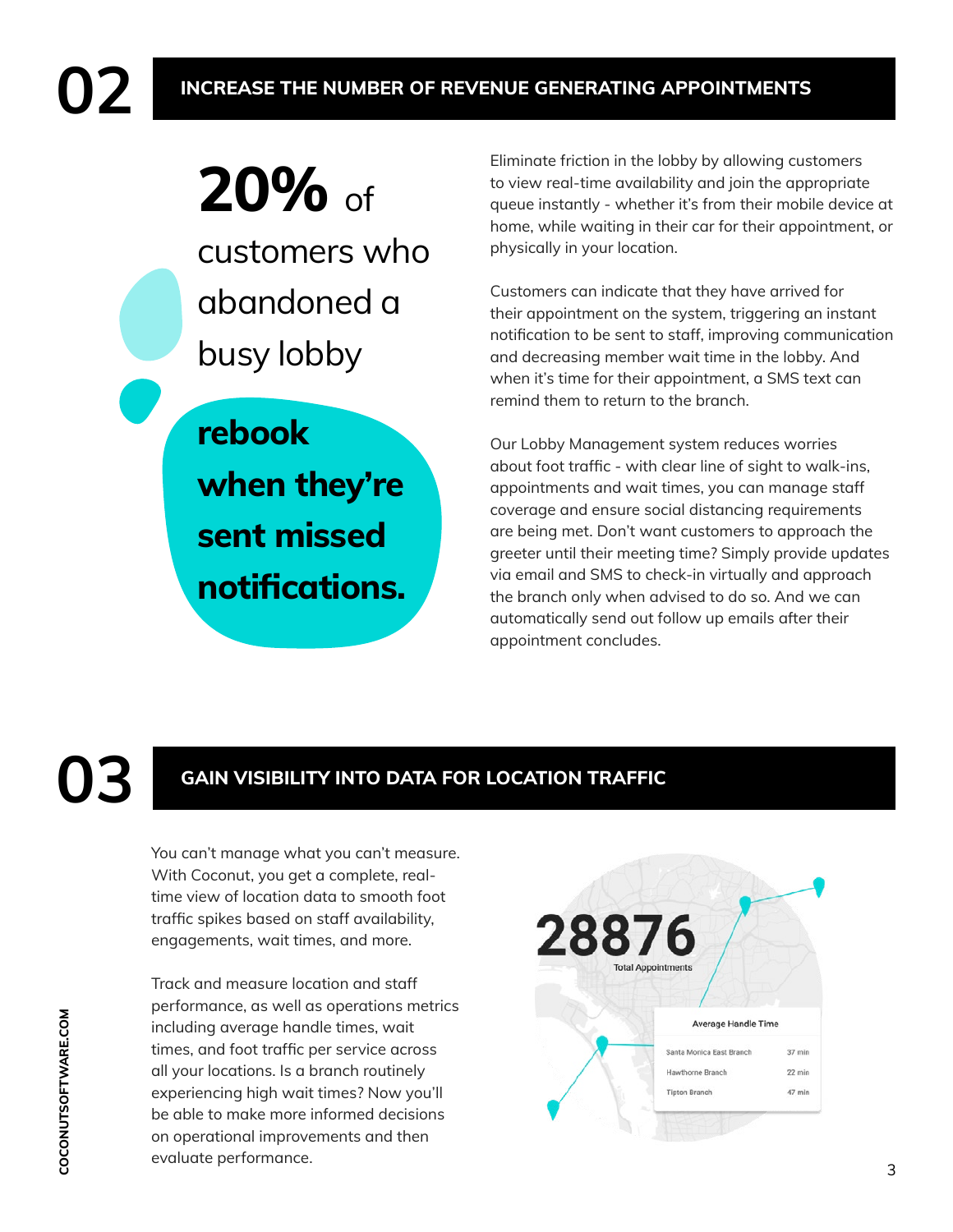## 02 INCREASE THE NUMBER OF REVENUE GENERATING APPOINTMENTS

**20%** of customers who abandoned a busy lobby **rebook when they're sent missed notifications.**

Eliminate friction in the lobby by allowing customers to view real-time availability and join the appropriate queue instantly - whether it's from their mobile device at home, while waiting in their car for their appointment, or physically in your location.

Customers can indicate that they have arrived for their appointment on the system, triggering an instant notification to be sent to staff, improving communication and decreasing member wait time in the lobby. And when it's time for their appointment, a SMS text can remind them to return to the branch.

Our Lobby Management system reduces worries about foot traffic - with clear line of sight to walk-ins, appointments and wait times, you can manage staff coverage and ensure social distancing requirements are being met. Don't want customers to approach the greeter until their meeting time? Simply provide updates via email and SMS to check-in virtually and approach the branch only when advised to do so. And we can automatically send out follow up emails after their appointment concludes.

## 03 GAIN VISIBILITY INTO DATA FOR LOCATION TRAFFIC

You can't manage what you can't measure. With Coconut, you get a complete, real-time view of location data to smooth foot traffic spikes based on staff availability, engagements, wait times, and more.

Track and measure location and staff performance, as well as operations metrics including average handle times, wait times, and foot traffic per service across all your locations. Is a branch routinely experiencing high wait times? Now you'll be able to make more informed decisions on operational improvements and then evaluate performance.

**28876** Total Appointments

| Average Handle Time | |
|---|---|
| Santa Monica East Branch | 37 min |
| Hawthorne Branch | 22 min |
| Tipton Branch | 47 min |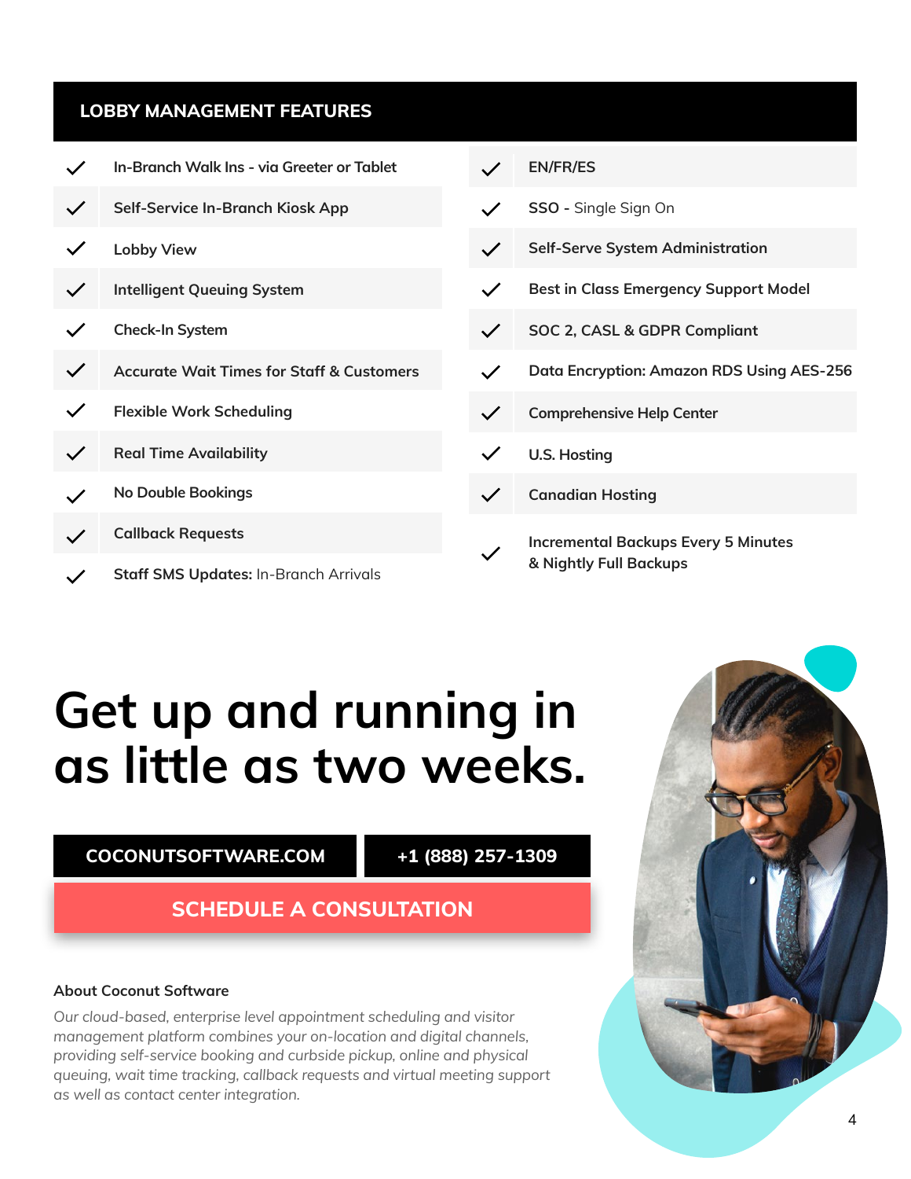## LOBBY MANAGEMENT FEATURES

- ✓ In-Branch Walk Ins - via Greeter or Tablet
- ✓ Self-Service In-Branch Kiosk App
- ✓ Lobby View
- ✓ Intelligent Queuing System
- ✓ Check-In System
- ✓ Accurate Wait Times for Staff & Customers
- ✓ Flexible Work Scheduling
- ✓ Real Time Availability
- ✓ No Double Bookings
- ✓ Callback Requests
- ✓ **Staff SMS Updates:** In-Branch Arrivals
- ✓ EN/FR/ES
- ✓ **SSO -** Single Sign On
- ✓ Self-Serve System Administration
- ✓ Best in Class Emergency Support Model
- ✓ SOC 2, CASL & GDPR Compliant
- ✓ Data Encryption: Amazon RDS Using AES-256
- ✓ Comprehensive Help Center
- ✓ U.S. Hosting
- ✓ Canadian Hosting
- ✓ Incremental Backups Every 5 Minutes & Nightly Full Backups

# Get up and running in as little as two weeks.

**COCONUTSOFTWARE.COM** | **+1 (888) 257-1309**

**SCHEDULE A CONSULTATION**

**About Coconut Software**

*Our cloud-based, enterprise level appointment scheduling and visitor management platform combines your on-location and digital channels, providing self-service booking and curbside pickup, online and physical queuing, wait time tracking, callback requests and virtual meeting support as well as contact center integration.*